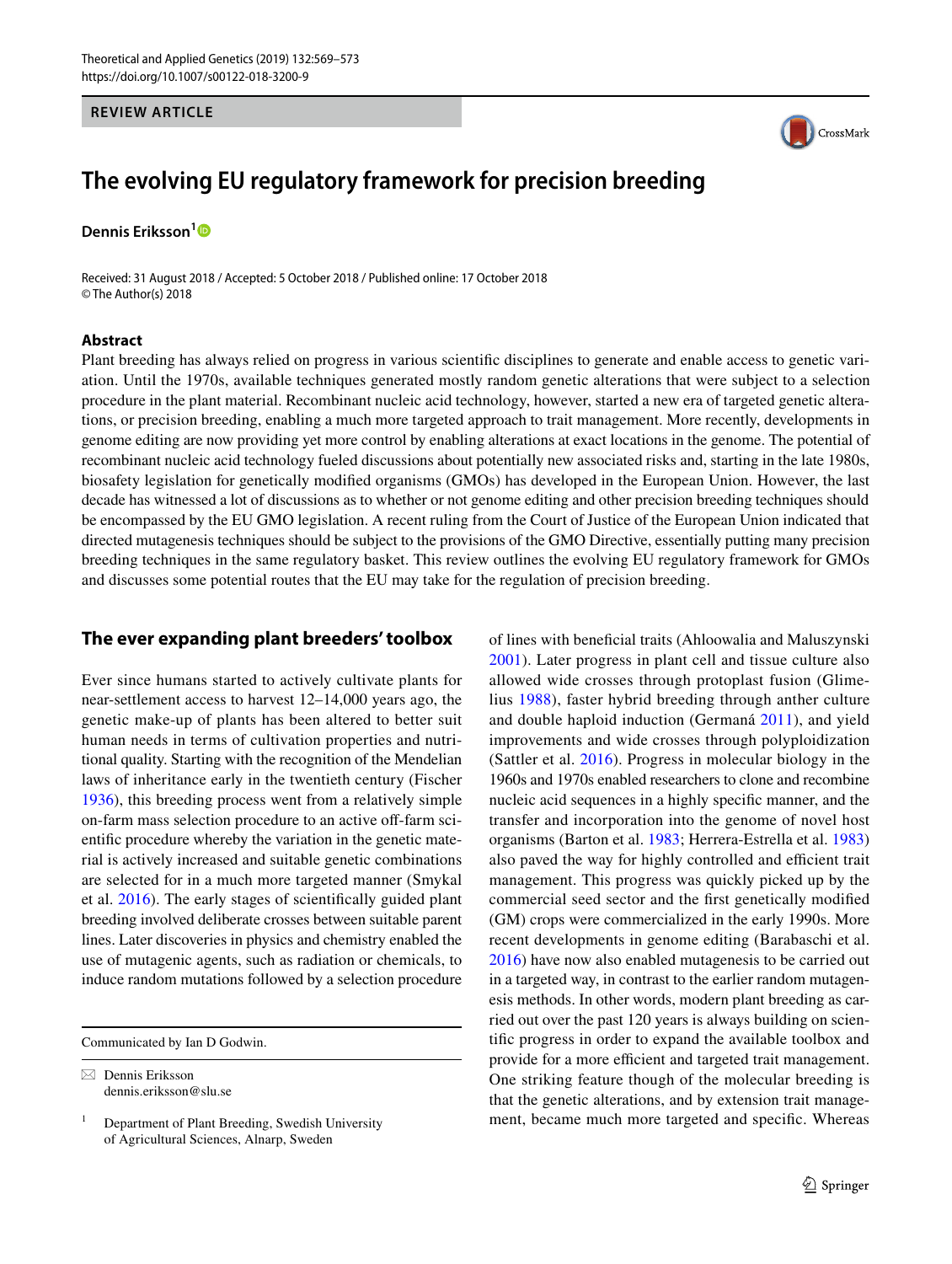REVIEW ARTICLE

# The evolving EU regulatory framework for precision breeding

**Dennis Eriksson**[1]

Received: 31 August 2018 / Accepted: 5 October 2018 / Published online: 17 October 2018
© The Author(s) 2018

## Abstract

Plant breeding has always relied on progress in various scientific disciplines to generate and enable access to genetic variation. Until the 1970s, available techniques generated mostly random genetic alterations that were subject to a selection procedure in the plant material. Recombinant nucleic acid technology, however, started a new era of targeted genetic alterations, or precision breeding, enabling a much more targeted approach to trait management. More recently, developments in genome editing are now providing yet more control by enabling alterations at exact locations in the genome. The potential of recombinant nucleic acid technology fueled discussions about potentially new associated risks and, starting in the late 1980s, biosafety legislation for genetically modified organisms (GMOs) has developed in the European Union. However, the last decade has witnessed a lot of discussions as to whether or not genome editing and other precision breeding techniques should be encompassed by the EU GMO legislation. A recent ruling from the Court of Justice of the European Union indicated that directed mutagenesis techniques should be subject to the provisions of the GMO Directive, essentially putting many precision breeding techniques in the same regulatory basket. This review outlines the evolving EU regulatory framework for GMOs and discusses some potential routes that the EU may take for the regulation of precision breeding.

## The ever expanding plant breeders' toolbox

Ever since humans started to actively cultivate plants for near-settlement access to harvest 12–14,000 years ago, the genetic make-up of plants has been altered to better suit human needs in terms of cultivation properties and nutritional quality. Starting with the recognition of the Mendelian laws of inheritance early in the twentieth century (Fischer 1936), this breeding process went from a relatively simple on-farm mass selection procedure to an active off-farm scientific procedure whereby the variation in the genetic material is actively increased and suitable genetic combinations are selected for in a much more targeted manner (Smykal et al. 2016). The early stages of scientifically guided plant breeding involved deliberate crosses between suitable parent lines. Later discoveries in physics and chemistry enabled the use of mutagenic agents, such as radiation or chemicals, to induce random mutations followed by a selection procedure of lines with beneficial traits (Ahloowalia and Maluszynski 2001). Later progress in plant cell and tissue culture also allowed wide crosses through protoplast fusion (Glimelius 1988), faster hybrid breeding through anther culture and double haploid induction (Germaná 2011), and yield improvements and wide crosses through polyploidization (Sattler et al. 2016). Progress in molecular biology in the 1960s and 1970s enabled researchers to clone and recombine nucleic acid sequences in a highly specific manner, and the transfer and incorporation into the genome of novel host organisms (Barton et al. 1983; Herrera-Estrella et al. 1983) also paved the way for highly controlled and efficient trait management. This progress was quickly picked up by the commercial seed sector and the first genetically modified (GM) crops were commercialized in the early 1990s. More recent developments in genome editing (Barabaschi et al. 2016) have now also enabled mutagenesis to be carried out in a targeted way, in contrast to the earlier random mutagenesis methods. In other words, modern plant breeding as carried out over the past 120 years is always building on scientific progress in order to expand the available toolbox and provide for a more efficient and targeted trait management. One striking feature though of the molecular breeding is that the genetic alterations, and by extension trait management, became much more targeted and specific. Whereas

---

Communicated by Ian D Godwin.

✉ Dennis Eriksson
dennis.eriksson@slu.se

[1] Department of Plant Breeding, Swedish University of Agricultural Sciences, Alnarp, Sweden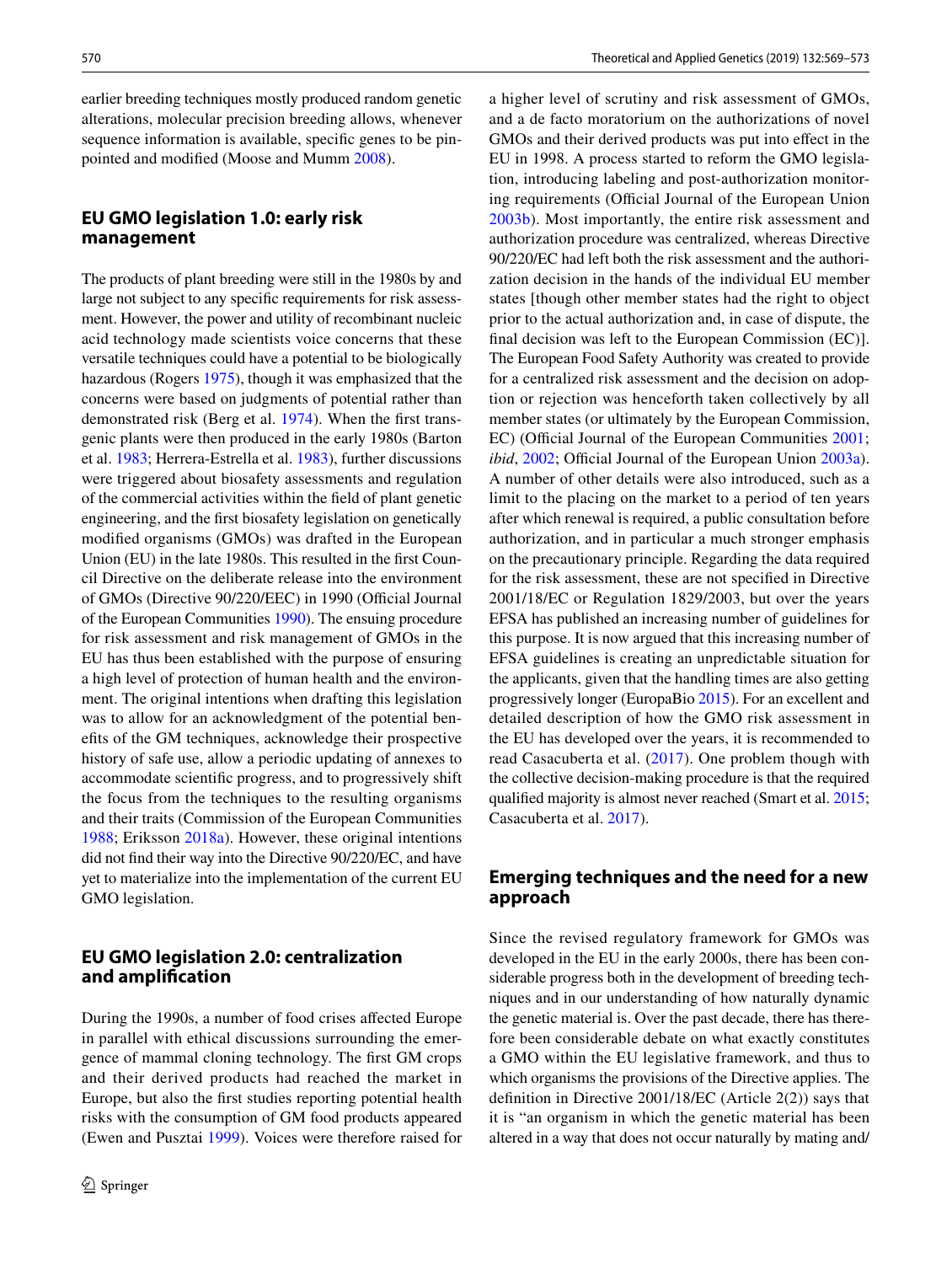earlier breeding techniques mostly produced random genetic alterations, molecular precision breeding allows, whenever sequence information is available, specific genes to be pinpointed and modified (Moose and Mumm 2008).

## EU GMO legislation 1.0: early risk management

The products of plant breeding were still in the 1980s by and large not subject to any specific requirements for risk assessment. However, the power and utility of recombinant nucleic acid technology made scientists voice concerns that these versatile techniques could have a potential to be biologically hazardous (Rogers 1975), though it was emphasized that the concerns were based on judgments of potential rather than demonstrated risk (Berg et al. 1974). When the first transgenic plants were then produced in the early 1980s (Barton et al. 1983; Herrera-Estrella et al. 1983), further discussions were triggered about biosafety assessments and regulation of the commercial activities within the field of plant genetic engineering, and the first biosafety legislation on genetically modified organisms (GMOs) was drafted in the European Union (EU) in the late 1980s. This resulted in the first Council Directive on the deliberate release into the environment of GMOs (Directive 90/220/EEC) in 1990 (Official Journal of the European Communities 1990). The ensuing procedure for risk assessment and risk management of GMOs in the EU has thus been established with the purpose of ensuring a high level of protection of human health and the environment. The original intentions when drafting this legislation was to allow for an acknowledgment of the potential benefits of the GM techniques, acknowledge their prospective history of safe use, allow a periodic updating of annexes to accommodate scientific progress, and to progressively shift the focus from the techniques to the resulting organisms and their traits (Commission of the European Communities 1988; Eriksson 2018a). However, these original intentions did not find their way into the Directive 90/220/EC, and have yet to materialize into the implementation of the current EU GMO legislation.

## EU GMO legislation 2.0: centralization and amplification

During the 1990s, a number of food crises affected Europe in parallel with ethical discussions surrounding the emergence of mammal cloning technology. The first GM crops and their derived products had reached the market in Europe, but also the first studies reporting potential health risks with the consumption of GM food products appeared (Ewen and Pusztai 1999). Voices were therefore raised for a higher level of scrutiny and risk assessment of GMOs, and a de facto moratorium on the authorizations of novel GMOs and their derived products was put into effect in the EU in 1998. A process started to reform the GMO legislation, introducing labeling and post-authorization monitoring requirements (Official Journal of the European Union 2003b). Most importantly, the entire risk assessment and authorization procedure was centralized, whereas Directive 90/220/EC had left both the risk assessment and the authorization decision in the hands of the individual EU member states [though other member states had the right to object prior to the actual authorization and, in case of dispute, the final decision was left to the European Commission (EC)]. The European Food Safety Authority was created to provide for a centralized risk assessment and the decision on adoption or rejection was henceforth taken collectively by all member states (or ultimately by the European Commission, EC) (Official Journal of the European Communities 2001; *ibid*, 2002; Official Journal of the European Union 2003a). A number of other details were also introduced, such as a limit to the placing on the market to a period of ten years after which renewal is required, a public consultation before authorization, and in particular a much stronger emphasis on the precautionary principle. Regarding the data required for the risk assessment, these are not specified in Directive 2001/18/EC or Regulation 1829/2003, but over the years EFSA has published an increasing number of guidelines for this purpose. It is now argued that this increasing number of EFSA guidelines is creating an unpredictable situation for the applicants, given that the handling times are also getting progressively longer (EuropaBio 2015). For an excellent and detailed description of how the GMO risk assessment in the EU has developed over the years, it is recommended to read Casacuberta et al. (2017). One problem though with the collective decision-making procedure is that the required qualified majority is almost never reached (Smart et al. 2015; Casacuberta et al. 2017).

## Emerging techniques and the need for a new approach

Since the revised regulatory framework for GMOs was developed in the EU in the early 2000s, there has been considerable progress both in the development of breeding techniques and in our understanding of how naturally dynamic the genetic material is. Over the past decade, there has therefore been considerable debate on what exactly constitutes a GMO within the EU legislative framework, and thus to which organisms the provisions of the Directive applies. The definition in Directive 2001/18/EC (Article 2(2)) says that it is "an organism in which the genetic material has been altered in a way that does not occur naturally by mating and/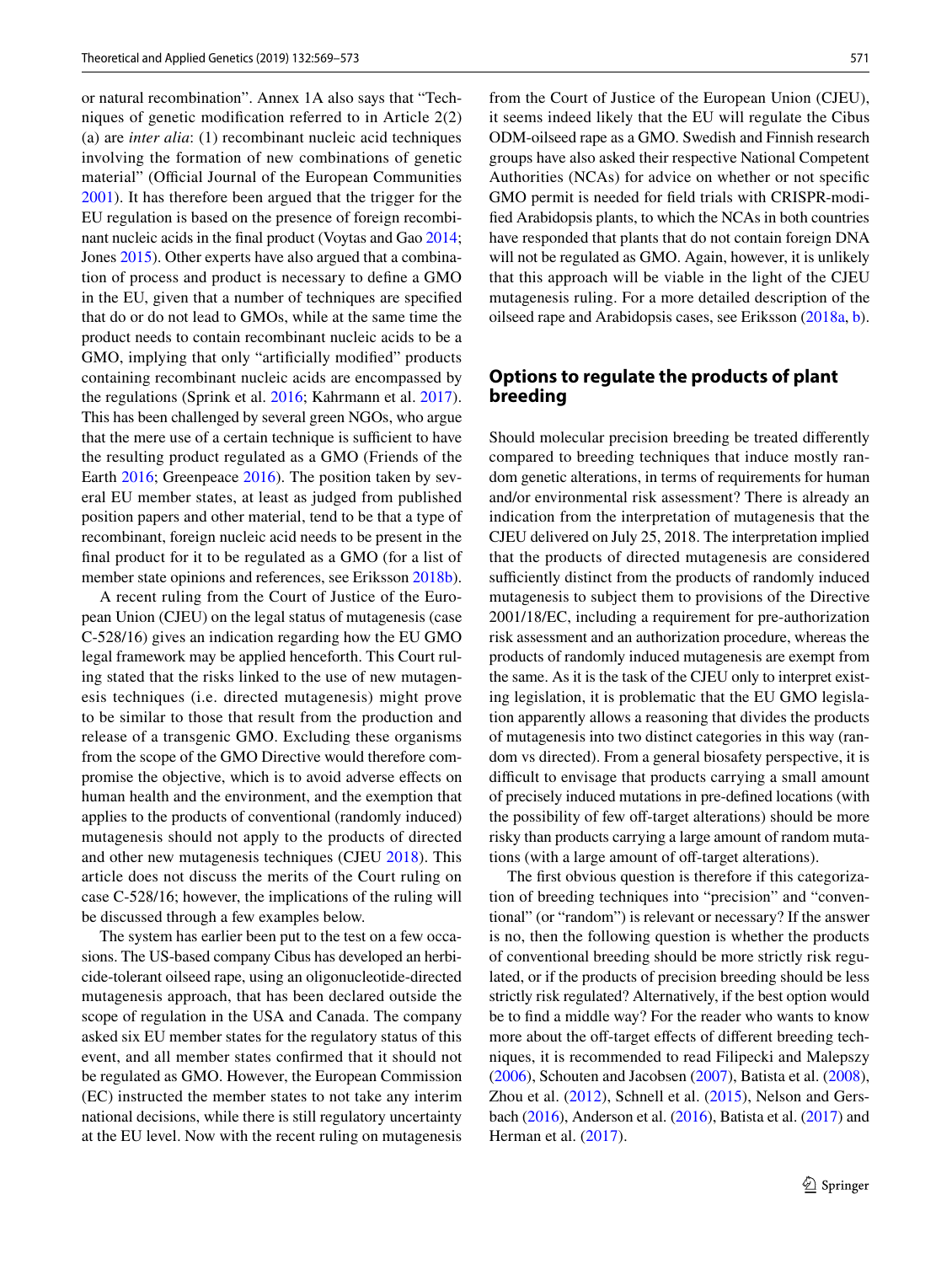or natural recombination". Annex 1A also says that "Techniques of genetic modification referred to in Article 2(2) (a) are *inter alia*: (1) recombinant nucleic acid techniques involving the formation of new combinations of genetic material" (Official Journal of the European Communities 2001). It has therefore been argued that the trigger for the EU regulation is based on the presence of foreign recombinant nucleic acids in the final product (Voytas and Gao 2014; Jones 2015). Other experts have also argued that a combination of process and product is necessary to define a GMO in the EU, given that a number of techniques are specified that do or do not lead to GMOs, while at the same time the product needs to contain recombinant nucleic acids to be a GMO, implying that only "artificially modified" products containing recombinant nucleic acids are encompassed by the regulations (Sprink et al. 2016; Kahrmann et al. 2017). This has been challenged by several green NGOs, who argue that the mere use of a certain technique is sufficient to have the resulting product regulated as a GMO (Friends of the Earth 2016; Greenpeace 2016). The position taken by several EU member states, at least as judged from published position papers and other material, tend to be that a type of recombinant, foreign nucleic acid needs to be present in the final product for it to be regulated as a GMO (for a list of member state opinions and references, see Eriksson 2018b).

A recent ruling from the Court of Justice of the European Union (CJEU) on the legal status of mutagenesis (case C-528/16) gives an indication regarding how the EU GMO legal framework may be applied henceforth. This Court ruling stated that the risks linked to the use of new mutagenesis techniques (i.e. directed mutagenesis) might prove to be similar to those that result from the production and release of a transgenic GMO. Excluding these organisms from the scope of the GMO Directive would therefore compromise the objective, which is to avoid adverse effects on human health and the environment, and the exemption that applies to the products of conventional (randomly induced) mutagenesis should not apply to the products of directed and other new mutagenesis techniques (CJEU 2018). This article does not discuss the merits of the Court ruling on case C-528/16; however, the implications of the ruling will be discussed through a few examples below.

The system has earlier been put to the test on a few occasions. The US-based company Cibus has developed an herbicide-tolerant oilseed rape, using an oligonucleotide-directed mutagenesis approach, that has been declared outside the scope of regulation in the USA and Canada. The company asked six EU member states for the regulatory status of this event, and all member states confirmed that it should not be regulated as GMO. However, the European Commission (EC) instructed the member states to not take any interim national decisions, while there is still regulatory uncertainty at the EU level. Now with the recent ruling on mutagenesis from the Court of Justice of the European Union (CJEU), it seems indeed likely that the EU will regulate the Cibus ODM-oilseed rape as a GMO. Swedish and Finnish research groups have also asked their respective National Competent Authorities (NCAs) for advice on whether or not specific GMO permit is needed for field trials with CRISPR-modified Arabidopsis plants, to which the NCAs in both countries have responded that plants that do not contain foreign DNA will not be regulated as GMO. Again, however, it is unlikely that this approach will be viable in the light of the CJEU mutagenesis ruling. For a more detailed description of the oilseed rape and Arabidopsis cases, see Eriksson (2018a, b).

## Options to regulate the products of plant breeding

Should molecular precision breeding be treated differently compared to breeding techniques that induce mostly random genetic alterations, in terms of requirements for human and/or environmental risk assessment? There is already an indication from the interpretation of mutagenesis that the CJEU delivered on July 25, 2018. The interpretation implied that the products of directed mutagenesis are considered sufficiently distinct from the products of randomly induced mutagenesis to subject them to provisions of the Directive 2001/18/EC, including a requirement for pre-authorization risk assessment and an authorization procedure, whereas the products of randomly induced mutagenesis are exempt from the same. As it is the task of the CJEU only to interpret existing legislation, it is problematic that the EU GMO legislation apparently allows a reasoning that divides the products of mutagenesis into two distinct categories in this way (random vs directed). From a general biosafety perspective, it is difficult to envisage that products carrying a small amount of precisely induced mutations in pre-defined locations (with the possibility of few off-target alterations) should be more risky than products carrying a large amount of random mutations (with a large amount of off-target alterations).

The first obvious question is therefore if this categorization of breeding techniques into "precision" and "conventional" (or "random") is relevant or necessary? If the answer is no, then the following question is whether the products of conventional breeding should be more strictly risk regulated, or if the products of precision breeding should be less strictly risk regulated? Alternatively, if the best option would be to find a middle way? For the reader who wants to know more about the off-target effects of different breeding techniques, it is recommended to read Filipecki and Malepszy (2006), Schouten and Jacobsen (2007), Batista et al. (2008), Zhou et al. (2012), Schnell et al. (2015), Nelson and Gersbach (2016), Anderson et al. (2016), Batista et al. (2017) and Herman et al. (2017).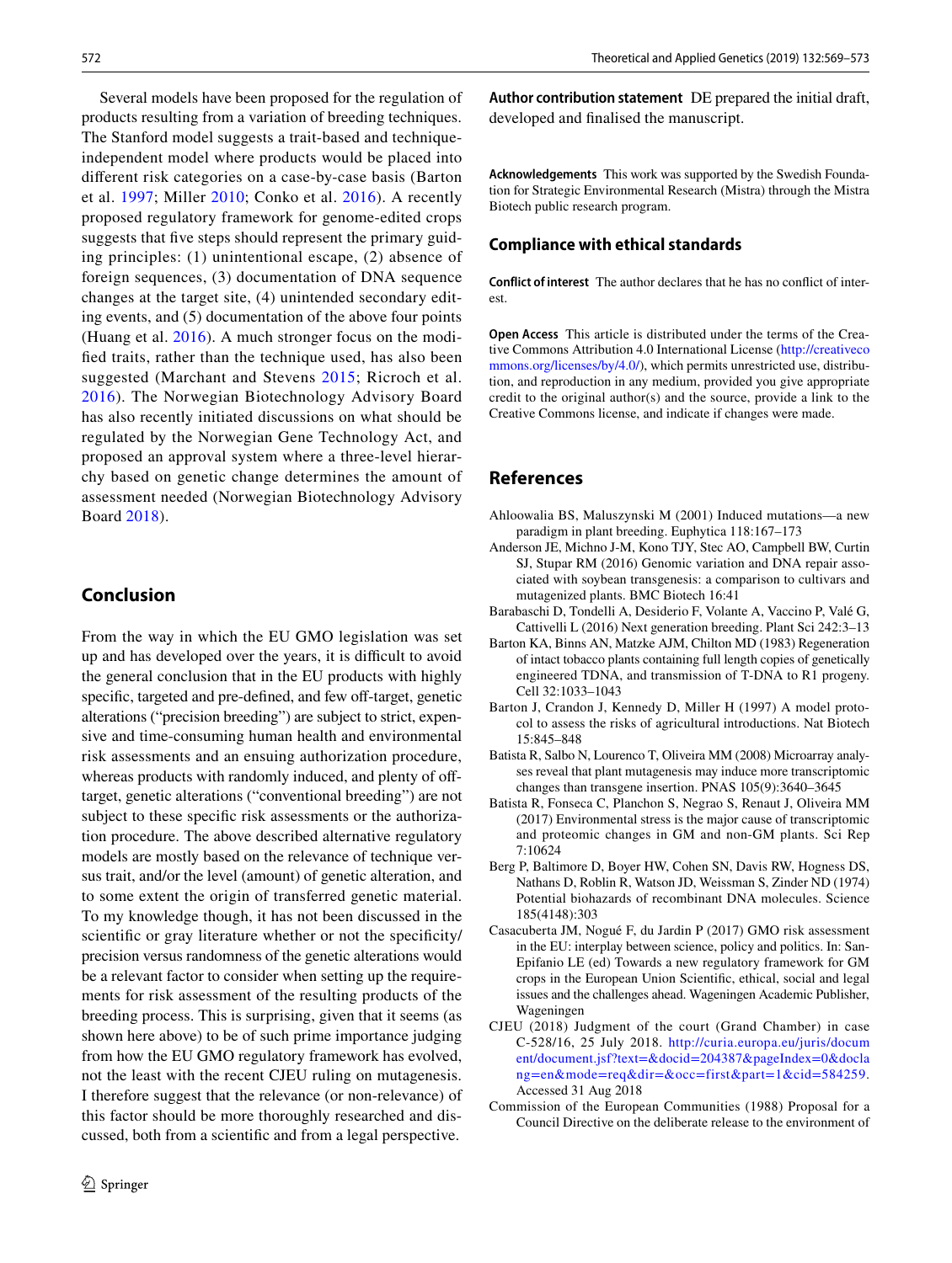Several models have been proposed for the regulation of products resulting from a variation of breeding techniques. The Stanford model suggests a trait-based and technique-independent model where products would be placed into different risk categories on a case-by-case basis (Barton et al. 1997; Miller 2010; Conko et al. 2016). A recently proposed regulatory framework for genome-edited crops suggests that five steps should represent the primary guiding principles: (1) unintentional escape, (2) absence of foreign sequences, (3) documentation of DNA sequence changes at the target site, (4) unintended secondary editing events, and (5) documentation of the above four points (Huang et al. 2016). A much stronger focus on the modified traits, rather than the technique used, has also been suggested (Marchant and Stevens 2015; Ricroch et al. 2016). The Norwegian Biotechnology Advisory Board has also recently initiated discussions on what should be regulated by the Norwegian Gene Technology Act, and proposed an approval system where a three-level hierarchy based on genetic change determines the amount of assessment needed (Norwegian Biotechnology Advisory Board 2018).

## Conclusion

From the way in which the EU GMO legislation was set up and has developed over the years, it is difficult to avoid the general conclusion that in the EU products with highly specific, targeted and pre-defined, and few off-target, genetic alterations ("precision breeding") are subject to strict, expensive and time-consuming human health and environmental risk assessments and an ensuing authorization procedure, whereas products with randomly induced, and plenty of off-target, genetic alterations ("conventional breeding") are not subject to these specific risk assessments or the authorization procedure. The above described alternative regulatory models are mostly based on the relevance of technique versus trait, and/or the level (amount) of genetic alteration, and to some extent the origin of transferred genetic material. To my knowledge though, it has not been discussed in the scientific or gray literature whether or not the specificity/precision versus randomness of the genetic alterations would be a relevant factor to consider when setting up the requirements for risk assessment of the resulting products of the breeding process. This is surprising, given that it seems (as shown here above) to be of such prime importance judging from how the EU GMO regulatory framework has evolved, not the least with the recent CJEU ruling on mutagenesis. I therefore suggest that the relevance (or non-relevance) of this factor should be more thoroughly researched and discussed, both from a scientific and from a legal perspective.

**Author contribution statement** DE prepared the initial draft, developed and finalised the manuscript.

**Acknowledgements** This work was supported by the Swedish Foundation for Strategic Environmental Research (Mistra) through the Mistra Biotech public research program.

## Compliance with ethical standards

**Conflict of interest** The author declares that he has no conflict of interest.

**Open Access** This article is distributed under the terms of the Creative Commons Attribution 4.0 International License (http://creativecommons.org/licenses/by/4.0/), which permits unrestricted use, distribution, and reproduction in any medium, provided you give appropriate credit to the original author(s) and the source, provide a link to the Creative Commons license, and indicate if changes were made.

## References

Ahloowalia BS, Maluszynski M (2001) Induced mutations—a new paradigm in plant breeding. Euphytica 118:167–173

Anderson JE, Michno J-M, Kono TJY, Stec AO, Campbell BW, Curtin SJ, Stupar RM (2016) Genomic variation and DNA repair associated with soybean transgenesis: a comparison to cultivars and mutagenized plants. BMC Biotech 16:41

Barabaschi D, Tondelli A, Desiderio F, Volante A, Vaccino P, Valé G, Cattivelli L (2016) Next generation breeding. Plant Sci 242:3–13

Barton KA, Binns AN, Matzke AJM, Chilton MD (1983) Regeneration of intact tobacco plants containing full length copies of genetically engineered TDNA, and transmission of T-DNA to R1 progeny. Cell 32:1033–1043

Barton J, Crandon J, Kennedy D, Miller H (1997) A model protocol to assess the risks of agricultural introductions. Nat Biotech 15:845–848

Batista R, Salbo N, Lourenco T, Oliveira MM (2008) Microarray analyses reveal that plant mutagenesis may induce more transcriptomic changes than transgene insertion. PNAS 105(9):3640–3645

Batista R, Fonseca C, Planchon S, Negrao S, Renaut J, Oliveira MM (2017) Environmental stress is the major cause of transcriptomic and proteomic changes in GM and non-GM plants. Sci Rep 7:10624

Berg P, Baltimore D, Boyer HW, Cohen SN, Davis RW, Hogness DS, Nathans D, Roblin R, Watson JD, Weissman S, Zinder ND (1974) Potential biohazards of recombinant DNA molecules. Science 185(4148):303

Casacuberta JM, Nogué F, du Jardin P (2017) GMO risk assessment in the EU: interplay between science, policy and politics. In: San-Epifanio LE (ed) Towards a new regulatory framework for GM crops in the European Union Scientific, ethical, social and legal issues and the challenges ahead. Wageningen Academic Publisher, Wageningen

CJEU (2018) Judgment of the court (Grand Chamber) in case C-528/16, 25 July 2018. http://curia.europa.eu/juris/document/document.jsf?text=&docid=204387&pageIndex=0&doclang=en&mode=req&dir=&occ=first&part=1&cid=584259. Accessed 31 Aug 2018

Commission of the European Communities (1988) Proposal for a Council Directive on the deliberate release to the environment of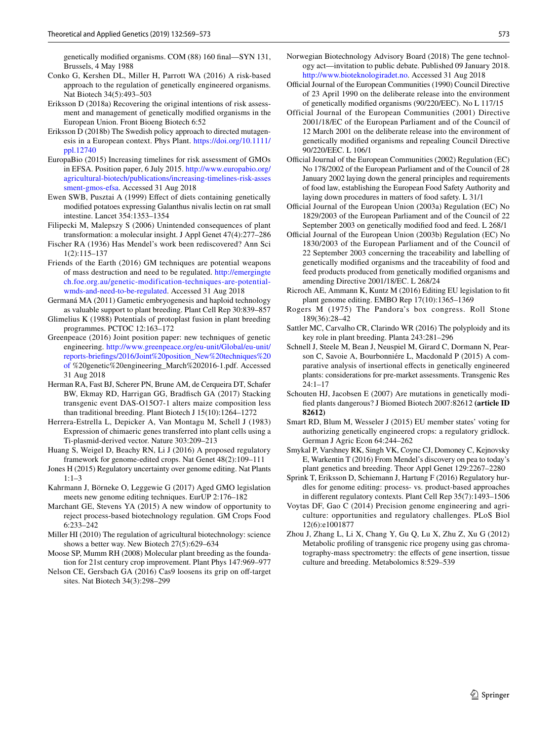genetically modified organisms. COM (88) 160 final—SYN 131, Brussels, 4 May 1988

Conko G, Kershen DL, Miller H, Parrott WA (2016) A risk-based approach to the regulation of genetically engineered organisms. Nat Biotech 34(5):493–503

Eriksson D (2018a) Recovering the original intentions of risk assessment and management of genetically modified organisms in the European Union. Front Bioeng Biotech 6:52

Eriksson D (2018b) The Swedish policy approach to directed mutagenesis in a European context. Phys Plant. https://doi.org/10.1111/ppl.12740

EuropaBio (2015) Increasing timelines for risk assessment of GMOs in EFSA. Position paper, 6 July 2015. http://www.europabio.org/agricultural-biotech/publications/increasing-timelines-risk-assessment-gmos-efsa. Accessed 31 Aug 2018

Ewen SWB, Pusztai A (1999) Effect of diets containing genetically modified potatoes expressing Galanthus nivalis lectin on rat small intestine. Lancet 354:1353–1354

Filipecki M, Malepszy S (2006) Unintended consequences of plant transformation: a molecular insight. J Appl Genet 47(4):277–286

Fischer RA (1936) Has Mendel's work been rediscovered? Ann Sci 1(2):115–137

Friends of the Earth (2016) GM techniques are potential weapons of mass destruction and need to be regulated. http://emergingtech.foe.org.au/genetic-modification-techniques-are-potential-wmds-and-need-to-be-regulated. Accessed 31 Aug 2018

Germaná MA (2011) Gametic embryogenesis and haploid technology as valuable support to plant breeding. Plant Cell Rep 30:839–857

Glimelius K (1988) Potentials of protoplast fusion in plant breeding programmes. PCTOC 12:163–172

Greenpeace (2016) Joint position paper: new techniques of genetic engineering. http://www.greenpeace.org/eu-unit/Global/eu-unit/reports-briefings/2016/Joint%20position_New%20techniques%20of %20genetic%20engineering_March%202016-1.pdf. Accessed 31 Aug 2018

Herman RA, Fast BJ, Scherer PN, Brune AM, de Cerqueira DT, Schafer BW, Ekmay RD, Harrigan GG, Bradfisch GA (2017) Stacking transgenic event DAS-O15O7-1 alters maize composition less than traditional breeding. Plant Biotech J 15(10):1264–1272

Herrera-Estrella L, Depicker A, Van Montagu M, Schell J (1983) Expression of chimaeric genes transferred into plant cells using a Ti-plasmid-derived vector. Nature 303:209–213

Huang S, Weigel D, Beachy RN, Li J (2016) A proposed regulatory framework for genome-edited crops. Nat Genet 48(2):109–111

Jones H (2015) Regulatory uncertainty over genome editing. Nat Plants 1:1–3

Kahrmann J, Börneke O, Leggewie G (2017) Aged GMO legislation meets new genome editing techniques. EurUP 2:176–182

Marchant GE, Stevens YA (2015) A new window of opportunity to reject process-based biotechnology regulation. GM Crops Food 6:233–242

Miller HI (2010) The regulation of agricultural biotechnology: science shows a better way. New Biotech 27(5):629–634

Moose SP, Mumm RH (2008) Molecular plant breeding as the foundation for 21st century crop improvement. Plant Phys 147:969–977

Nelson CE, Gersbach GA (2016) Cas9 loosens its grip on off-target sites. Nat Biotech 34(3):298–299

Norwegian Biotechnology Advisory Board (2018) The gene technology act—invitation to public debate. Published 09 January 2018. http://www.bioteknologiradet.no. Accessed 31 Aug 2018

Official Journal of the European Communities (1990) Council Directive of 23 April 1990 on the deliberate release into the environment of genetically modified organisms (90/220/EEC). No L 117/15

Official Journal of the European Communities (2001) Directive 2001/18/EC of the European Parliament and of the Council of 12 March 2001 on the deliberate release into the environment of genetically modified organisms and repealing Council Directive 90/220/EEC. L 106/1

Official Journal of the European Communities (2002) Regulation (EC) No 178/2002 of the European Parliament and of the Council of 28 January 2002 laying down the general principles and requirements of food law, establishing the European Food Safety Authority and laying down procedures in matters of food safety. L 31/1

Official Journal of the European Union (2003a) Regulation (EC) No 1829/2003 of the European Parliament and of the Council of 22 September 2003 on genetically modified food and feed. L 268/1

Official Journal of the European Union (2003b) Regulation (EC) No 1830/2003 of the European Parliament and of the Council of 22 September 2003 concerning the traceability and labelling of genetically modified organisms and the traceability of food and feed products produced from genetically modified organisms and amending Directive 2001/18/EC. L 268/24

Ricroch AE, Ammann K, Kuntz M (2016) Editing EU legislation to fit plant genome editing. EMBO Rep 17(10):1365–1369

Rogers M (1975) The Pandora's box congress. Roll Stone 189(36):28–42

Sattler MC, Carvalho CR, Clarindo WR (2016) The polyploidy and its key role in plant breeding. Planta 243:281–296

Schnell J, Steele M, Bean J, Neuspiel M, Girard C, Dormann N, Pearson C, Savoie A, Bourbonniére L, Macdonald P (2015) A comparative analysis of insertional effects in genetically engineered plants: considerations for pre-market assessments. Transgenic Res 24:1–17

Schouten HJ, Jacobsen E (2007) Are mutations in genetically modified plants dangerous? J Biomed Biotech 2007:82612 **(article ID 82612)**

Smart RD, Blum M, Wesseler J (2015) EU member states' voting for authorizing genetically engineered crops: a regulatory gridlock. German J Agric Econ 64:244–262

Smykal P, Varshney RK, Singh VK, Coyne CJ, Domoney C, Kejnovsky E, Warkentin T (2016) From Mendel's discovery on pea to today's plant genetics and breeding. Theor Appl Genet 129:2267–2280

Sprink T, Eriksson D, Schiemann J, Hartung F (2016) Regulatory hurdles for genome editing: process- vs. product-based approaches in different regulatory contexts. Plant Cell Rep 35(7):1493–1506

Voytas DF, Gao C (2014) Precision genome engineering and agriculture: opportunities and regulatory challenges. PLoS Biol 12(6):e1001877

Zhou J, Zhang L, Li X, Chang Y, Gu Q, Lu X, Zhu Z, Xu G (2012) Metabolic profiling of transgenic rice progeny using gas chromatography-mass spectrometry: the effects of gene insertion, tissue culture and breeding. Metabolomics 8:529–539